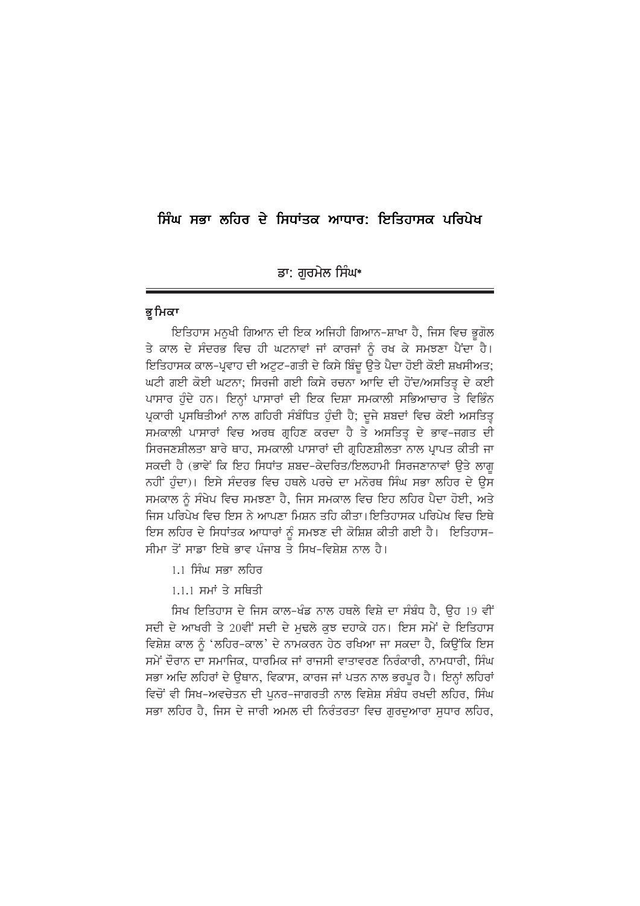# ਸਿੰਘ ਸਭਾ ਲਹਿਰ ਦੇ ਸਿਧਾਂਤਕ ਆਧਾਰ: ਇਤਿਹਾਸਕ ਪਰਿਪੇਖ

ਡਾ: ਗੁਰਮੇਲ ਸਿੰਘ*

## ਭੂਮਿਕਾ

ਇਤਿਹਾਸ ਮਨੁਖੀ ਗਿਆਨ ਦੀ ਇਕ ਅਜਿਹੀ ਗਿਆਨ-ਸ਼ਾਖਾ ਹੈ, ਜਿਸ ਵਿਚ ਭੂਗੋਲ ਤੇ ਕਾਲ ਦੇ ਸੰਦਰਭ ਵਿਚ ਹੀ ਘਟਨਾਵਾਂ ਜਾਂ ਕਾਰਜਾਂ ਨੂੰ ਰਖ ਕੇ ਸਮਝਣਾ ਪੈਂਦਾ ਹੈ। ਇਤਿਹਾਸਕ ਕਾਲ-ਪ੍ਰਵਾਹ ਦੀ ਅਟੁਟ-ਗਤੀ ਦੇ ਕਿਸੇ ਬਿੰਦੂ ਉਤੇ ਪੈਦਾ ਹੋਈ ਕੋਈ ਸ਼ਖਸੀਅਤ; ਘਟੀ ਗਈ ਕੋਈ ਘਟਨਾ; ਸਿਰਜੀ ਗਈ ਕਿਸੇ ਰਚਨਾ ਆਦਿ ਦੀ ਹੋਂਦ/ਅਸਤਿਤ੍ਵ ਦੇ ਕਈ ਪਾਸਾਰ ਹੁੰਦੇ ਹਨ। ਇਨ੍ਹਾਂ ਪਾਸਾਰਾਂ ਦੀ ਇਕ ਦਿਸ਼ਾ ਸਮਕਾਲੀ ਸਭਿਆਚਾਰ ਤੇ ਵਿਭਿੰਨ ਪ੍ਰਕਾਰੀ ਪ੍ਰਸਥਿਤੀਆਂ ਨਾਲ ਗਹਿਰੀ ਸੰਬੰਧਿਤ ਹੁੰਦੀ ਹੈ; ਦੂਜੇ ਸ਼ਬਦਾਂ ਵਿਚ ਕੋਈ ਅਸਤਿਤ੍ਵ ਸਮਕਾਲੀ ਪਾਸਾਰਾਂ ਵਿਚ ਅਰਥ ਗ੍ਰਹਿਣ ਕਰਦਾ ਹੈ ਤੇ ਅਸਤਿਤ੍ਵ ਦੇ ਭਾਵ-ਜਗਤ ਦੀ ਸਿਰਜਣਸ਼ੀਲਤਾ ਬਾਰੇ ਥਾਹ, ਸਮਕਾਲੀ ਪਾਸਾਰਾਂ ਦੀ ਗ੍ਰਹਿਣਸ਼ੀਲਤਾ ਨਾਲ ਪ੍ਰਾਪਤ ਕੀਤੀ ਜਾ ਸਕਦੀ ਹੈ (ਭਾਵੇਂ ਕਿ ਇਹ ਸਿਧਾਂਤ ਸ਼ਬਦ-ਕੇਂਦਰਿਤ/ਇਲਹਾਮੀ ਸਿਰਜਣਾਵਾਂ ਉਤੇ ਲਾਗੂ ਨਹੀਂ ਹੁੰਦਾ)। ਇਸੇ ਸੰਦਰਭ ਵਿਚ ਹਥਲੇ ਪਰਚੇ ਦਾ ਮਨੋਰਥ ਸਿੰਘ ਸਭਾ ਲਹਿਰ ਦੇ ਉਸ ਸਮਕਾਲ ਨੂੰ ਸੰਖੇਪ ਵਿਚ ਸਮਝਣਾ ਹੈ, ਜਿਸ ਸਮਕਾਲ ਵਿਚ ਇਹ ਲਹਿਰ ਪੈਦਾ ਹੋਈ, ਅਤੇ ਜਿਸ ਪਰਿਪੇਖ ਵਿਚ ਇਸ ਨੇ ਆਪਣਾ ਮਿਸ਼ਨ ਤਹਿ ਕੀਤਾ। ਇਤਿਹਾਸਕ ਪਰਿਪੇਖ ਵਿਚ ਇਥੇ ਇਸ ਲਹਿਰ ਦੇ ਸਿਧਾਂਤਕ ਆਧਾਰਾਂ ਨੂੰ ਸਮਝਣ ਦੀ ਕੋਸ਼ਿਸ਼ ਕੀਤੀ ਗਈ ਹੈ। ਇਤਿਹਾਸ-ਸੀਮਾ ਤੋਂ ਸਾਡਾ ਇਥੇ ਭਾਵ ਪੰਜਾਬ ਤੇ ਸਿਖ-ਵਿਸ਼ੇਸ਼ ਨਾਲ ਹੈ।

### 1.1 ਸਿੰਘ ਸਭਾ ਲਹਿਰ

#### 1.1.1 ਸਮਾਂ ਤੇ ਸਥਿਤੀ

ਸਿਖ ਇਤਿਹਾਸ ਦੇ ਜਿਸ ਕਾਲ-ਖੰਡ ਨਾਲ ਹਥਲੇ ਵਿਸ਼ੇ ਦਾ ਸੰਬੰਧ ਹੈ, ਉਹ 19 ਵੀਂ ਸਦੀ ਦੇ ਆਖਰੀ ਤੇ 20ਵੀਂ ਸਦੀ ਦੇ ਮੁਢਲੇ ਕੁਝ ਦਹਾਕੇ ਹਨ। ਇਸ ਸਮੇਂ ਦੇ ਇਤਿਹਾਸ ਵਿਸ਼ੇਸ਼ ਕਾਲ ਨੂੰ 'ਲਹਿਰ-ਕਾਲ' ਦੇ ਨਾਮਕਰਨ ਹੇਠ ਰਖਿਆ ਜਾ ਸਕਦਾ ਹੈ, ਕਿਉਂਕਿ ਇਸ ਸਮੇਂ ਦੌਰਾਨ ਦਾ ਸਮਾਜਿਕ, ਧਾਰਮਿਕ ਜਾਂ ਰਾਜਸੀ ਵਾਤਾਵਰਣ ਨਿਰੰਕਾਰੀ, ਨਾਮਧਾਰੀ, ਸਿੰਘ ਸਭਾ ਅਦਿ ਲਹਿਰਾਂ ਦੇ ਉਥਾਨ, ਵਿਕਾਸ, ਕਾਰਜ ਜਾਂ ਪਤਨ ਨਾਲ ਭਰਪੂਰ ਹੈ। ਇਨ੍ਹਾਂ ਲਹਿਰਾਂ ਵਿਚੋਂ ਵੀ ਸਿਖ-ਅਵਚੇਤਨ ਦੀ ਪੁਨਰ-ਜਾਗਰਤੀ ਨਾਲ ਵਿਸ਼ੇਸ਼ ਸੰਬੰਧ ਰਖਦੀ ਲਹਿਰ, ਸਿੰਘ ਸਭਾ ਲਹਿਰ ਹੈ, ਜਿਸ ਦੇ ਜਾਰੀ ਅਮਲ ਦੀ ਨਿਰੰਤਰਤਾ ਵਿਚ ਗੁਰਦੁਆਰਾ ਸੁਧਾਰ ਲਹਿਰ,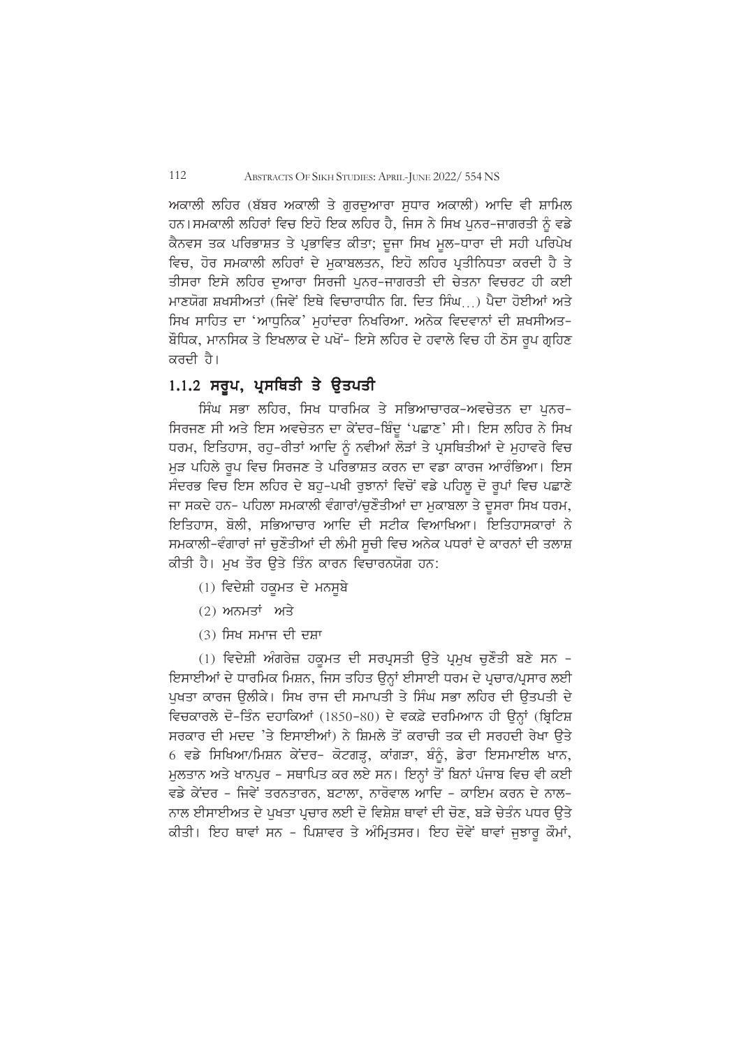ਅਕਾਲੀ ਲਹਿਰ (ਬੱਬਰ ਅਕਾਲੀ ਤੇ ਗੁਰਦੁਆਰਾ ਸੁਧਾਰ ਅਕਾਲੀ) ਆਦਿ ਵੀ ਸ਼ਾਮਿਲ ਹਨ। ਸਮਕਾਲੀ ਲਹਿਰਾਂ ਵਿਚ ਇਹੋ ਇਕ ਲਹਿਰ ਹੈ, ਜਿਸ ਨੇ ਸਿਖ ਪੁਨਰ-ਜਾਗਰਤੀ ਨੂੰ ਵਡੇ ਕੈਨਵਸ ਤਕ ਪਰਿਭਾਸ਼ਤ ਤੇ ਪ੍ਰਭਾਵਿਤ ਕੀਤਾ; ਦੂਜਾ ਸਿਖ ਮੂਲ-ਧਾਰਾ ਦੀ ਸਹੀ ਪਰਿਪੇਖ ਵਿਚ, ਹੋਰ ਸਮਕਾਲੀ ਲਹਿਰਾਂ ਦੇ ਮੁਕਾਬਲਤਨ, ਇਹੋ ਲਹਿਰ ਪ੍ਰਤੀਨਿਧਤਾ ਕਰਦੀ ਹੈ ਤੇ ਤੀਸਰਾ ਇਸੇ ਲਹਿਰ ਦੁਆਰਾ ਸਿਰਜੀ ਪੁਨਰ-ਜਾਗਰਤੀ ਦੀ ਚੇਤਨਾ ਵਿਚਰਟ ਹੀ ਕਈ ਮਾਣਯੋਗ ਸ਼ਖਸੀਅਤਾਂ (ਜਿਵੇਂ ਇਥੇ ਵਿਚਾਰਾਧੀਨ ਗਿ. ਦਿਤ ਸਿੰਘ...) ਪੈਦਾ ਹੋਈਆਂ ਅਤੇ ਸਿਖ ਸਾਹਿਤ ਦਾ 'ਆਧੁਨਿਕ' ਮੁਹਾਂਦਰਾ ਨਿਖਰਿਆ. ਅਨੇਕ ਵਿਦਵਾਨਾਂ ਦੀ ਸ਼ਖਸੀਅਤ-ਬੌਧਿਕ, ਮਾਨਸਿਕ ਤੇ ਇਖਲਾਕ ਦੇ ਪਖੋਂ- ਇਸੇ ਲਹਿਰ ਦੇ ਹਵਾਲੇ ਵਿਚ ਹੀ ਠੋਸ ਰੂਪ ਗ੍ਰਹਿਣ ਕਰਦੀ ਹੈ।

### 1.1.2 ਸਰੂਪ, ਪ੍ਰਸਥਿਤੀ ਤੇ ਉਤਪਤੀ

ਸਿੰਘ ਸਭਾ ਲਹਿਰ, ਸਿਖ ਧਾਰਮਿਕ ਤੇ ਸਭਿਆਚਾਰਕ-ਅਵਚੇਤਨ ਦਾ ਪੁਨਰ-ਸਿਰਜਣ ਸੀ ਅਤੇ ਇਸ ਅਵਚੇਤਨ ਦਾ ਕੇਂਦਰ-ਬਿੰਦੂ 'ਪਛਾਣ' ਸੀ। ਇਸ ਲਹਿਰ ਨੇ ਸਿਖ ਧਰਮ, ਇਤਿਹਾਸ, ਰਹੁ-ਰੀਤਾਂ ਆਦਿ ਨੂੰ ਨਵੀਆਂ ਲੋੜਾਂ ਤੇ ਪ੍ਰਸਥਿਤੀਆਂ ਦੇ ਮੁਹਾਵਰੇ ਵਿਚ ਮੁੜ ਪਹਿਲੇ ਰੂਪ ਵਿਚ ਸਿਰਜਣ ਤੇ ਪਰਿਭਾਸ਼ਤ ਕਰਨ ਦਾ ਵਡਾ ਕਾਰਜ ਆਰੰਭਿਆ। ਇਸ ਸੰਦਰਭ ਵਿਚ ਇਸ ਲਹਿਰ ਦੇ ਬਹੁ-ਪਖੀ ਰੁਝਾਨਾਂ ਵਿਚੋਂ ਵਡੇ ਪਹਿਲੂ ਦੋ ਰੂਪਾਂ ਵਿਚ ਪਛਾਣੇ ਜਾ ਸਕਦੇ ਹਨ- ਪਹਿਲਾ ਸਮਕਾਲੀ ਵੰਗਾਰਾਂ/ਚੁਣੌਤੀਆਂ ਦਾ ਮੁਕਾਬਲਾ ਤੇ ਦੂਸਰਾ ਸਿਖ ਧਰਮ, ਇਤਿਹਾਸ, ਬੋਲੀ, ਸਭਿਆਚਾਰ ਆਦਿ ਦੀ ਸਟੀਕ ਵਿਆਖਿਆ। ਇਤਿਹਾਸਕਾਰਾਂ ਨੇ ਸਮਕਾਲੀ-ਵੰਗਾਰਾਂ ਜਾਂ ਚੁਣੌਤੀਆਂ ਦੀ ਲੰਮੀ ਸੂਚੀ ਵਿਚ ਅਨੇਕ ਪਧਰਾਂ ਦੇ ਕਾਰਨਾਂ ਦੀ ਤਲਾਸ਼ ਕੀਤੀ ਹੈ। ਮੁਖ ਤੌਰ ਉਤੇ ਤਿੰਨ ਕਾਰਨ ਵਿਚਾਰਨਯੋਗ ਹਨ:

(1) ਵਿਦੇਸ਼ੀ ਹਕੂਮਤ ਦੇ ਮਨਸੂਬੇ

(2) ਅਨਮਤਾਂ ਅਤੇ

(3) ਸਿਖ ਸਮਾਜ ਦੀ ਦਸ਼ਾ

(1) ਵਿਦੇਸ਼ੀ ਅੰਗਰੇਜ਼ ਹਕੂਮਤ ਦੀ ਸਰਪ੍ਰਸਤੀ ਉਤੇ ਪ੍ਰਮੁਖ ਚੁਣੌਤੀ ਬਣੇ ਸਨ - ਇਸਾਈਆਂ ਦੇ ਧਾਰਮਿਕ ਮਿਸ਼ਨ, ਜਿਸ ਤਹਿਤ ਉਨ੍ਹਾਂ ਈਸਾਈ ਧਰਮ ਦੇ ਪ੍ਰਚਾਰ/ਪ੍ਰਸਾਰ ਲਈ ਪੁਖਤਾ ਕਾਰਜ ਉਲੀਕੇ। ਸਿਖ ਰਾਜ ਦੀ ਸਮਾਪਤੀ ਤੇ ਸਿੰਘ ਸਭਾ ਲਹਿਰ ਦੀ ਉਤਪਤੀ ਦੇ ਵਿਚਕਾਰਲੇ ਦੋ-ਤਿੰਨ ਦਹਾਕਿਆਂ (1850-80) ਦੇ ਵਕਫ਼ੇ ਦਰਮਿਆਨ ਹੀ ਉਨ੍ਹਾਂ (ਬ੍ਰਿਟਿਸ਼ ਸਰਕਾਰ ਦੀ ਮਦਦ 'ਤੇ ਇਸਾਈਆਂ) ਨੇ ਸ਼ਿਮਲੇ ਤੋਂ ਕਰਾਚੀ ਤਕ ਦੀ ਸਰਹਦੀ ਰੇਖਾ ਉਤੇ 6 ਵਡੇ ਸਿਖਿਆ/ਮਿਸ਼ਨ ਕੇਂਦਰ- ਕੋਟਗੜ੍ਹ, ਕਾਂਗੜਾ, ਬੰਨੂੰ, ਡੇਰਾ ਇਸਮਾਈਲ ਖਾਨ, ਮੁਲਤਾਨ ਅਤੇ ਖਾਨਪੁਰ - ਸਥਾਪਿਤ ਕਰ ਲਏ ਸਨ। ਇਨ੍ਹਾਂ ਤੋਂ ਬਿਨਾਂ ਪੰਜਾਬ ਵਿਚ ਵੀ ਕਈ ਵਡੇ ਕੇਂਦਰ - ਜਿਵੇਂ ਤਰਨਤਾਰਨ, ਬਟਾਲਾ, ਨਾਰੋਵਾਲ ਆਦਿ - ਕਾਇਮ ਕਰਨ ਦੇ ਨਾਲ-ਨਾਲ ਈਸਾਈਅਤ ਦੇ ਪੁਖਤਾ ਪ੍ਰਚਾਰ ਲਈ ਦੋ ਵਿਸ਼ੇਸ਼ ਥਾਵਾਂ ਦੀ ਚੋਣ, ਬੜੇ ਚੇਤੰਨ ਪਧਰ ਉਤੇ ਕੀਤੀ। ਇਹ ਥਾਵਾਂ ਸਨ - ਪਿਸ਼ਾਵਰ ਤੇ ਅੰਮ੍ਰਿਤਸਰ। ਇਹ ਦੋਵੇਂ ਥਾਵਾਂ ਜੁਝਾਰੂ ਕੌਮਾਂ,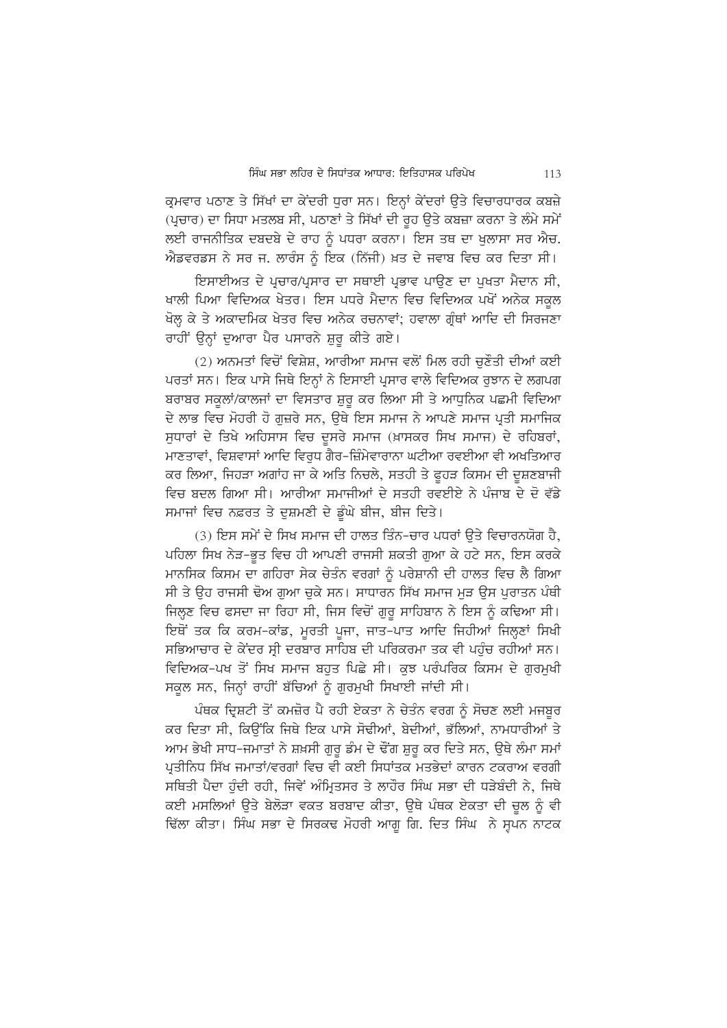ਕ੍ਰਮਵਾਰ ਪਠਾਣ ਤੇ ਸਿੱਖਾਂ ਦਾ ਕੇਂਦਰੀ ਧੁਰਾ ਸਨ। ਇਨ੍ਹਾਂ ਕੇਂਦਰਾਂ ਉਤੇ ਵਿਚਾਰਧਾਰਕ ਕਬਜ਼ੇ (ਪ੍ਰਚਾਰ) ਦਾ ਸਿਧਾ ਮਤਲਬ ਸੀ, ਪਠਾਣਾਂ ਤੇ ਸਿੱਖਾਂ ਦੀ ਰੂਹ ਉਤੇ ਕਬਜ਼ਾ ਕਰਨਾ ਤੇ ਲੰਮੇ ਸਮੇਂ ਲਈ ਰਾਜਨੀਤਿਕ ਦਬਦਬੇ ਦੇ ਰਾਹ ਨੂੰ ਪਧਰਾ ਕਰਨਾ। ਇਸ ਤਥ ਦਾ ਖੁਲਾਸਾ ਸਰ ਐਚ. ਐਡਵਰਡਸ ਨੇ ਸਰ ਜ. ਲਾਰੰਸ ਨੂੰ ਇਕ (ਨਿੱਜੀ) ਖ਼ਤ ਦੇ ਜਵਾਬ ਵਿਚ ਕਰ ਦਿਤਾ ਸੀ।

ਇਸਾਈਅਤ ਦੇ ਪ੍ਰਚਾਰ/ਪ੍ਰਸਾਰ ਦਾ ਸਥਾਈ ਪ੍ਰਭਾਵ ਪਾਉਣ ਦਾ ਪੁਖਤਾ ਮੈਦਾਨ ਸੀ, ਖਾਲੀ ਪਿਆ ਵਿਦਿਅਕ ਖੇਤਰ। ਇਸ ਪਧਰੇ ਮੈਦਾਨ ਵਿਚ ਵਿਦਿਅਕ ਪਖੋਂ ਅਨੇਕ ਸਕੂਲ ਖੋਲ੍ਹ ਕੇ ਤੇ ਅਕਾਦਮਿਕ ਖੇਤਰ ਵਿਚ ਅਨੇਕ ਰਚਨਾਵਾਂ; ਹਵਾਲਾ ਗ੍ਰੰਥਾਂ ਆਦਿ ਦੀ ਸਿਰਜਣਾ ਰਾਹੀਂ ਉਨ੍ਹਾਂ ਦੁਆਰਾ ਪੈਰ ਪਸਾਰਨੇ ਸ਼ੁਰੂ ਕੀਤੇ ਗਏ।

(2) ਅਨਮਤਾਂ ਵਿਚੋਂ ਵਿਸ਼ੇਸ਼, ਆਰੀਆ ਸਮਾਜ ਵਲੋਂ ਮਿਲ ਰਹੀ ਚੁਣੌਤੀ ਦੀਆਂ ਕਈ ਪਰਤਾਂ ਸਨ। ਇਕ ਪਾਸੇ ਜਿਥੇ ਇਨ੍ਹਾਂ ਨੇ ਇਸਾਈ ਪ੍ਰਸਾਰ ਵਾਲੇ ਵਿਦਿਅਕ ਰੁਝਾਨ ਦੇ ਲਗਪਗ ਬਰਾਬਰ ਸਕੂਲਾਂ/ਕਾਲਜਾਂ ਦਾ ਵਿਸਤਾਰ ਸ਼ੁਰੂ ਕਰ ਲਿਆ ਸੀ ਤੇ ਆਧੁਨਿਕ ਪਛਮੀ ਵਿਦਿਆ ਦੇ ਲਾਭ ਵਿਚ ਮੋਹਰੀ ਹੋ ਗੁਜ਼ਰੇ ਸਨ, ਉਥੇ ਇਸ ਸਮਾਜ ਨੇ ਆਪਣੇ ਸਮਾਜ ਪ੍ਰਤੀ ਸਮਾਜਿਕ ਸੁਧਾਰਾਂ ਦੇ ਤਿਖੇ ਅਹਿਸਾਸ ਵਿਚ ਦੂਸਰੇ ਸਮਾਜ (ਖ਼ਾਸਕਰ ਸਿਖ ਸਮਾਜ) ਦੇ ਰਹਿਬਰਾਂ, ਮਾਣਤਾਵਾਂ, ਵਿਸ਼ਵਾਸਾਂ ਆਦਿ ਵਿਰੁਧ ਗੈਰ-ਜ਼ਿੰਮੇਵਾਰਾਨਾ ਘਟੀਆ ਰਵਈਆ ਵੀ ਅਖਤਿਆਰ ਕਰ ਲਿਆ, ਜਿਹੜਾ ਅਗਾਂਹ ਜਾ ਕੇ ਅਤਿ ਨਿਚਲੇ, ਸਤਹੀ ਤੇ ਫੂਹੜ ਕਿਸਮ ਦੀ ਦੂਸ਼ਣਬਾਜੀ ਵਿਚ ਬਦਲ ਗਿਆ ਸੀ। ਆਰੀਆ ਸਮਾਜੀਆਂ ਦੇ ਸਤਹੀ ਰਵਈਏ ਨੇ ਪੰਜਾਬ ਦੇ ਦੋ ਵੱਡੇ ਸਮਾਜਾਂ ਵਿਚ ਨਫ਼ਰਤ ਤੇ ਦੁਸ਼ਮਣੀ ਦੇ ਡੂੰਘੇ ਬੀਜ, ਬੀਜ ਦਿਤੇ।

(3) ਇਸ ਸਮੇਂ ਦੇ ਸਿਖ ਸਮਾਜ ਦੀ ਹਾਲਤ ਤਿੰਨ-ਚਾਰ ਪਧਰਾਂ ਉਤੇ ਵਿਚਾਰਨਯੋਗ ਹੈ, ਪਹਿਲਾ ਸਿਖ ਨੇੜ-ਭੂਤ ਵਿਚ ਹੀ ਆਪਣੀ ਰਾਜਸੀ ਸ਼ਕਤੀ ਗੁਆ ਕੇ ਹਟੇ ਸਨ, ਇਸ ਕਰਕੇ ਮਾਨਸਿਕ ਕਿਸਮ ਦਾ ਗਹਿਰਾ ਸੋਕ ਚੇਤੰਨ ਵਰਗਾਂ ਨੂੰ ਪਰੇਸ਼ਾਨੀ ਦੀ ਹਾਲਤ ਵਿਚ ਲੈ ਗਿਆ ਸੀ ਤੇ ਉਹ ਰਾਜਸੀ ਢੋਅ ਗੁਆ ਚੁਕੇ ਸਨ। ਸਾਧਾਰਨ ਸਿੱਖ ਸਮਾਜ ਮੁੜ ਉਸ ਪੁਰਾਤਨ ਪੰਥੀ ਜਿਲ੍ਹਣ ਵਿਚ ਫਸਦਾ ਜਾ ਰਿਹਾ ਸੀ, ਜਿਸ ਵਿਚੋਂ ਗੁਰੂ ਸਾਹਿਬਾਨ ਨੇ ਇਸ ਨੂੰ ਕਢਿਆ ਸੀ। ਇਥੋਂ ਤਕ ਕਿ ਕਰਮ-ਕਾਂਡ, ਮੂਰਤੀ ਪੂਜਾ, ਜਾਤ-ਪਾਤ ਆਦਿ ਜਿਹੀਆਂ ਜਿਲ੍ਹਣਾਂ ਸਿਖੀ ਸਭਿਆਚਾਰ ਦੇ ਕੇਂਦਰ ਸ੍ਰੀ ਦਰਬਾਰ ਸਾਹਿਬ ਦੀ ਪਰਿਕਰਮਾ ਤਕ ਵੀ ਪਹੁੰਚ ਰਹੀਆਂ ਸਨ। ਵਿਦਿਅਕ-ਪਖ ਤੋਂ ਸਿਖ ਸਮਾਜ ਬਹੁਤ ਪਿਛੇ ਸੀ। ਕੁਝ ਪਰੰਪਰਿਕ ਕਿਸਮ ਦੇ ਗੁਰਮੁਖੀ ਸਕੂਲ ਸਨ, ਜਿਨ੍ਹਾਂ ਰਾਹੀਂ ਬੱਚਿਆਂ ਨੂੰ ਗੁਰਮੁਖੀ ਸਿਖਾਈ ਜਾਂਦੀ ਸੀ।

ਪੰਥਕ ਦ੍ਰਿਸ਼ਟੀ ਤੋਂ ਕਮਜ਼ੋਰ ਪੈ ਰਹੀ ਏਕਤਾ ਨੇ ਚੇਤੰਨ ਵਰਗ ਨੂੰ ਸੋਚਣ ਲਈ ਮਜਬੂਰ ਕਰ ਦਿਤਾ ਸੀ, ਕਿਉਂਕਿ ਜਿਥੇ ਇਕ ਪਾਸੇ ਸੋਢੀਆਂ, ਬੇਦੀਆਂ, ਭੱਲਿਆਂ, ਨਾਮਧਾਰੀਆਂ ਤੇ ਆਮ ਭੇਖੀ ਸਾਧ-ਜਮਾਤਾਂ ਨੇ ਸ਼ਖ਼ਸੀ ਗੁਰੂ ਡੰਮ ਦੇ ਢੌਂਗ ਸ਼ੁਰੂ ਕਰ ਦਿਤੇ ਸਨ, ਉਥੇ ਲੰਮਾ ਸਮਾਂ ਪ੍ਰਤੀਨਿਧ ਸਿੱਖ ਜਮਾਤਾਂ/ਵਰਗਾਂ ਵਿਚ ਵੀ ਕਈ ਸਿਧਾਂਤਕ ਮਤਭੇਦਾਂ ਕਾਰਨ ਟਕਰਾਅ ਵਰਗੀ ਸਥਿਤੀ ਪੈਦਾ ਹੁੰਦੀ ਰਹੀ, ਜਿਵੇਂ ਅੰਮ੍ਰਿਤਸਰ ਤੇ ਲਾਹੌਰ ਸਿੰਘ ਸਭਾ ਦੀ ਧੜੇਬੰਦੀ ਨੇ, ਜਿਥੇ ਕਈ ਮਸਲਿਆਂ ਉਤੇ ਬੇਲੋੜਾ ਵਕਤ ਬਰਬਾਦ ਕੀਤਾ, ਉਥੇ ਪੰਥਕ ਏਕਤਾ ਦੀ ਚੂਲ ਨੂੰ ਵੀ ਢਿੱਲਾ ਕੀਤਾ। ਸਿੰਘ ਸਭਾ ਦੇ ਸਿਰਕਢ ਮੋਹਰੀ ਆਗੂ ਗਿ. ਦਿਤ ਸਿੰਘ ਨੇ ਸ੍ਵਪਨ ਨਾਟਕ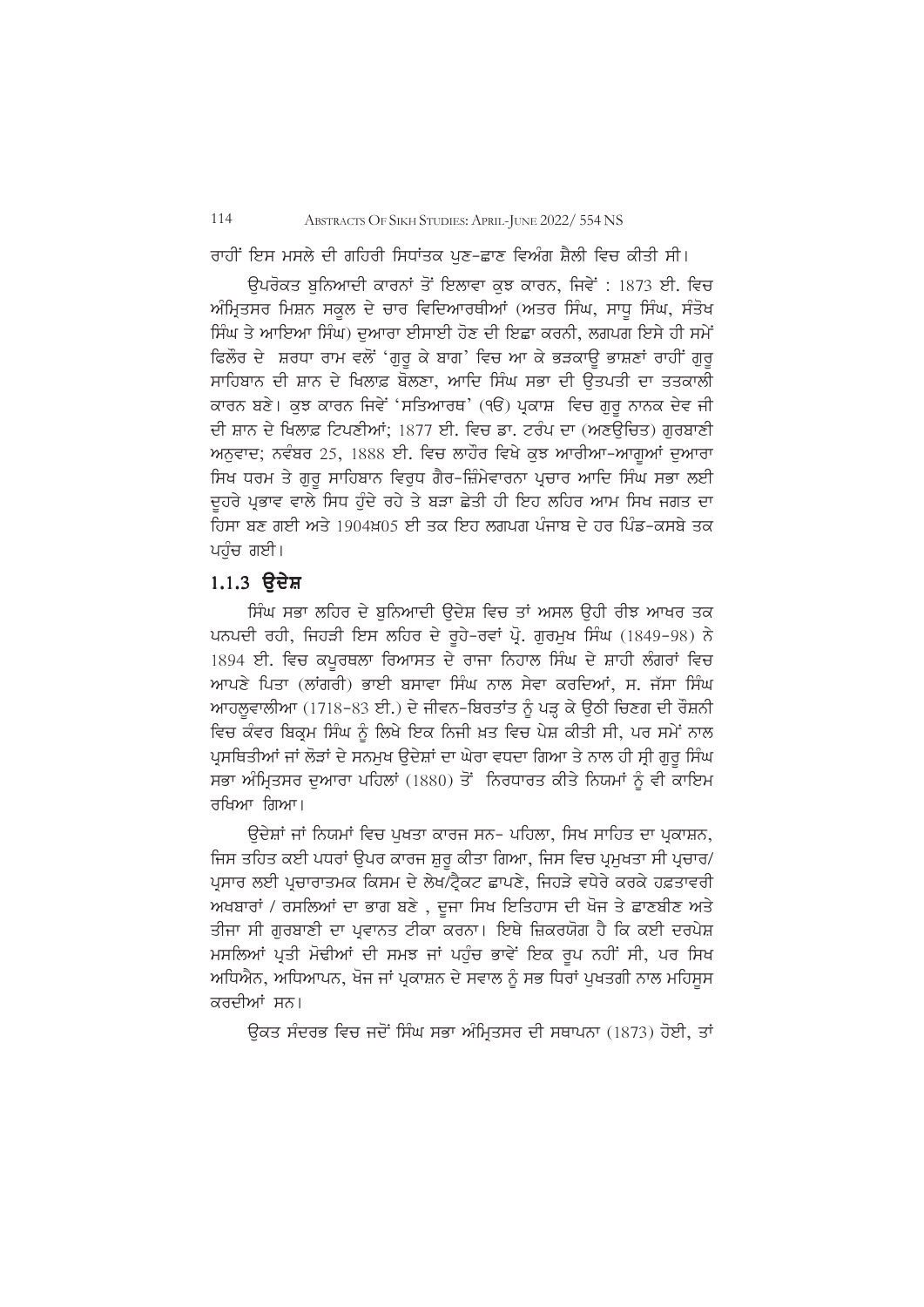ਰਾਹੀਂ ਇਸ ਮਸਲੇ ਦੀ ਗਹਿਰੀ ਸਿਧਾਂਤਕ ਪੁਣ-ਛਾਣ ਵਿਅੰਗ ਸ਼ੈਲੀ ਵਿਚ ਕੀਤੀ ਸੀ।

ਉਪਰੋਕਤ ਬੁਨਿਆਦੀ ਕਾਰਨਾਂ ਤੋਂ ਇਲਾਵਾ ਕੁਝ ਕਾਰਨ, ਜਿਵੇਂ : 1873 ਈ. ਵਿਚ ਅੰਮ੍ਰਿਤਸਰ ਮਿਸ਼ਨ ਸਕੂਲ ਦੇ ਚਾਰ ਵਿਦਿਆਰਥੀਆਂ (ਅਤਰ ਸਿੰਘ, ਸਾਧੂ ਸਿੰਘ, ਸੰਤੋਖ ਸਿੰਘ ਤੇ ਆਇਆ ਸਿੰਘ) ਦੁਆਰਾ ਈਸਾਈ ਹੋਣ ਦੀ ਇੱਛਾ ਕਰਨੀ, ਲਗਪਗ ਇਸੇ ਹੀ ਸਮੇਂ ਫਿਲੌਰ ਦੇ ਸ਼ਰਧਾ ਰਾਮ ਵਲੋਂ 'ਗੁਰੂ ਕੇ ਬਾਗ' ਵਿਚ ਆ ਕੇ ਭੜਕਾਊ ਭਾਸ਼ਣਾਂ ਰਾਹੀਂ ਗੁਰੂ ਸਾਹਿਬਾਨ ਦੀ ਸ਼ਾਨ ਦੇ ਖਿਲਾਫ਼ ਬੋਲਣਾ, ਆਦਿ ਸਿੰਘ ਸਭਾ ਦੀ ਉਤਪਤੀ ਦਾ ਤਤਕਾਲੀ ਕਾਰਨ ਬਣੇ। ਕੁਝ ਕਾਰਨ ਜਿਵੇਂ 'ਸਤਿਆਰਥ' (੧੯) ਪ੍ਰਕਾਸ਼ ਵਿਚ ਗੁਰੂ ਨਾਨਕ ਦੇਵ ਜੀ ਦੀ ਸ਼ਾਨ ਦੇ ਖਿਲਾਫ਼ ਟਿਪਣੀਆਂ; 1877 ਈ. ਵਿਚ ਡਾ. ਟਰੰਪ ਦਾ (ਅਣਉਚਿਤ) ਗੁਰਬਾਣੀ ਅਨੁਵਾਦ; ਨਵੰਬਰ 25, 1888 ਈ. ਵਿਚ ਲਾਹੌਰ ਵਿਖੇ ਕੁਝ ਆਰੀਆ-ਆਗੂਆਂ ਦੁਆਰਾ ਸਿਖ ਧਰਮ ਤੇ ਗੁਰੂ ਸਾਹਿਬਾਨ ਵਿਰੁਧ ਗੈਰ-ਜ਼ਿੰਮੇਵਾਰਨਾ ਪ੍ਰਚਾਰ ਆਦਿ ਸਿੰਘ ਸਭਾ ਲਈ ਦੂਹਰੇ ਪ੍ਰਭਾਵ ਵਾਲੇ ਸਿਧ ਹੁੰਦੇ ਰਹੇ ਤੇ ਬੜਾ ਛੇਤੀ ਹੀ ਇਹ ਲਹਿਰ ਆਮ ਸਿਖ ਜਗਤ ਦਾ ਹਿਸਾ ਬਣ ਗਈ ਅਤੇ 1904ਖ਼05 ਈ ਤਕ ਇਹ ਲਗਪਗ ਪੰਜਾਬ ਦੇ ਹਰ ਪਿੰਡ-ਕਸਬੇ ਤਕ ਪਹੁੰਚ ਗਈ।

### 1.1.3 ਉਦੇਸ਼

ਸਿੰਘ ਸਭਾ ਲਹਿਰ ਦੇ ਬੁਨਿਆਦੀ ਉਦੇਸ਼ ਵਿਚ ਤਾਂ ਅਸਲ ਉਹੀ ਰੀਝ ਆਖਰ ਤਕ ਪਨਪਦੀ ਰਹੀ, ਜਿਹੜੀ ਇਸ ਲਹਿਰ ਦੇ ਰੂਹੇ-ਰਵਾਂ ਪ੍ਰੋ. ਗੁਰਮੁਖ ਸਿੰਘ (1849-98) ਨੇ 1894 ਈ. ਵਿਚ ਕਪੂਰਥਲਾ ਰਿਆਸਤ ਦੇ ਰਾਜਾ ਨਿਹਾਲ ਸਿੰਘ ਦੇ ਸ਼ਾਹੀ ਲੰਗਰਾਂ ਵਿਚ ਆਪਣੇ ਪਿਤਾ (ਲਾਂਗਰੀ) ਭਾਈ ਬਸਾਵਾ ਸਿੰਘ ਨਾਲ ਸੇਵਾ ਕਰਦਿਆਂ, ਸ. ਜੱਸਾ ਸਿੰਘ ਆਹਲੂਵਾਲੀਆ (1718-83 ਈ.) ਦੇ ਜੀਵਨ-ਬਿਰਤਾਂਤ ਨੂੰ ਪੜ੍ਹ ਕੇ ਉਠੀ ਚਿਣਗ ਦੀ ਰੌਸ਼ਨੀ ਵਿਚ ਕੰਵਰ ਬਿਕ੍ਰਮ ਸਿੰਘ ਨੂੰ ਲਿਖੇ ਇਕ ਨਿਜੀ ਖ਼ਤ ਵਿਚ ਪੇਸ਼ ਕੀਤੀ ਸੀ, ਪਰ ਸਮੇਂ ਨਾਲ ਪ੍ਰਸਥਿਤੀਆਂ ਜਾਂ ਲੋੜਾਂ ਦੇ ਸਨਮੁਖ ਉਦੇਸ਼ਾਂ ਦਾ ਘੇਰਾ ਵਧਦਾ ਗਿਆ ਤੇ ਨਾਲ ਹੀ ਸ੍ਰੀ ਗੁਰੂ ਸਿੰਘ ਸਭਾ ਅੰਮ੍ਰਿਤਸਰ ਦੁਆਰਾ ਪਹਿਲਾਂ (1880) ਤੋਂ ਨਿਰਧਾਰਤ ਕੀਤੇ ਨਿਯਮਾਂ ਨੂੰ ਵੀ ਕਾਇਮ ਰਖਿਆ ਗਿਆ।

ਉਦੇਸ਼ਾਂ ਜਾਂ ਨਿਯਮਾਂ ਵਿਚ ਪੁਖਤਾ ਕਾਰਜ ਸਨ- ਪਹਿਲਾ, ਸਿਖ ਸਾਹਿਤ ਦਾ ਪ੍ਰਕਾਸ਼ਨ, ਜਿਸ ਤਹਿਤ ਕਈ ਪਧਰਾਂ ਉਪਰ ਕਾਰਜ ਸ਼ੁਰੂ ਕੀਤਾ ਗਿਆ, ਜਿਸ ਵਿਚ ਪ੍ਰਮੁਖਤਾ ਸੀ ਪ੍ਰਚਾਰ/ਪ੍ਰਸਾਰ ਲਈ ਪ੍ਰਚਾਰਾਤਮਕ ਕਿਸਮ ਦੇ ਲੇਖ/ਟ੍ਰੈਕਟ ਛਾਪਣੇ, ਜਿਹੜੇ ਵਧੇਰੇ ਕਰਕੇ ਹਫ਼ਤਾਵਰੀ ਅਖਬਾਰਾਂ / ਰਸਲਿਆਂ ਦਾ ਭਾਗ ਬਣੇ , ਦੂਜਾ ਸਿਖ ਇਤਿਹਾਸ ਦੀ ਖੋਜ ਤੇ ਛਾਣਬੀਣ ਅਤੇ ਤੀਜਾ ਸੀ ਗੁਰਬਾਣੀ ਦਾ ਪ੍ਰਵਾਨਤ ਟੀਕਾ ਕਰਨਾ। ਇਥੇ ਜ਼ਿਕਰਯੋਗ ਹੈ ਕਿ ਕਈ ਦਰਪੇਸ਼ ਮਸਲਿਆਂ ਪ੍ਰਤੀ ਮੋਢੀਆਂ ਦੀ ਸਮਝ ਜਾਂ ਪਹੁੰਚ ਭਾਵੇਂ ਇਕ ਰੂਪ ਨਹੀਂ ਸੀ, ਪਰ ਸਿਖ ਅਧਿਐਨ, ਅਧਿਆਪਨ, ਖੋਜ ਜਾਂ ਪ੍ਰਕਾਸ਼ਨ ਦੇ ਸਵਾਲ ਨੂੰ ਸਭ ਧਿਰਾਂ ਪੁਖਤਗੀ ਨਾਲ ਮਹਿਸੂਸ ਕਰਦੀਆਂ ਸਨ।

ਉਕਤ ਸੰਦਰਭ ਵਿਚ ਜਦੋਂ ਸਿੰਘ ਸਭਾ ਅੰਮ੍ਰਿਤਸਰ ਦੀ ਸਥਾਪਨਾ (1873) ਹੋਈ, ਤਾਂ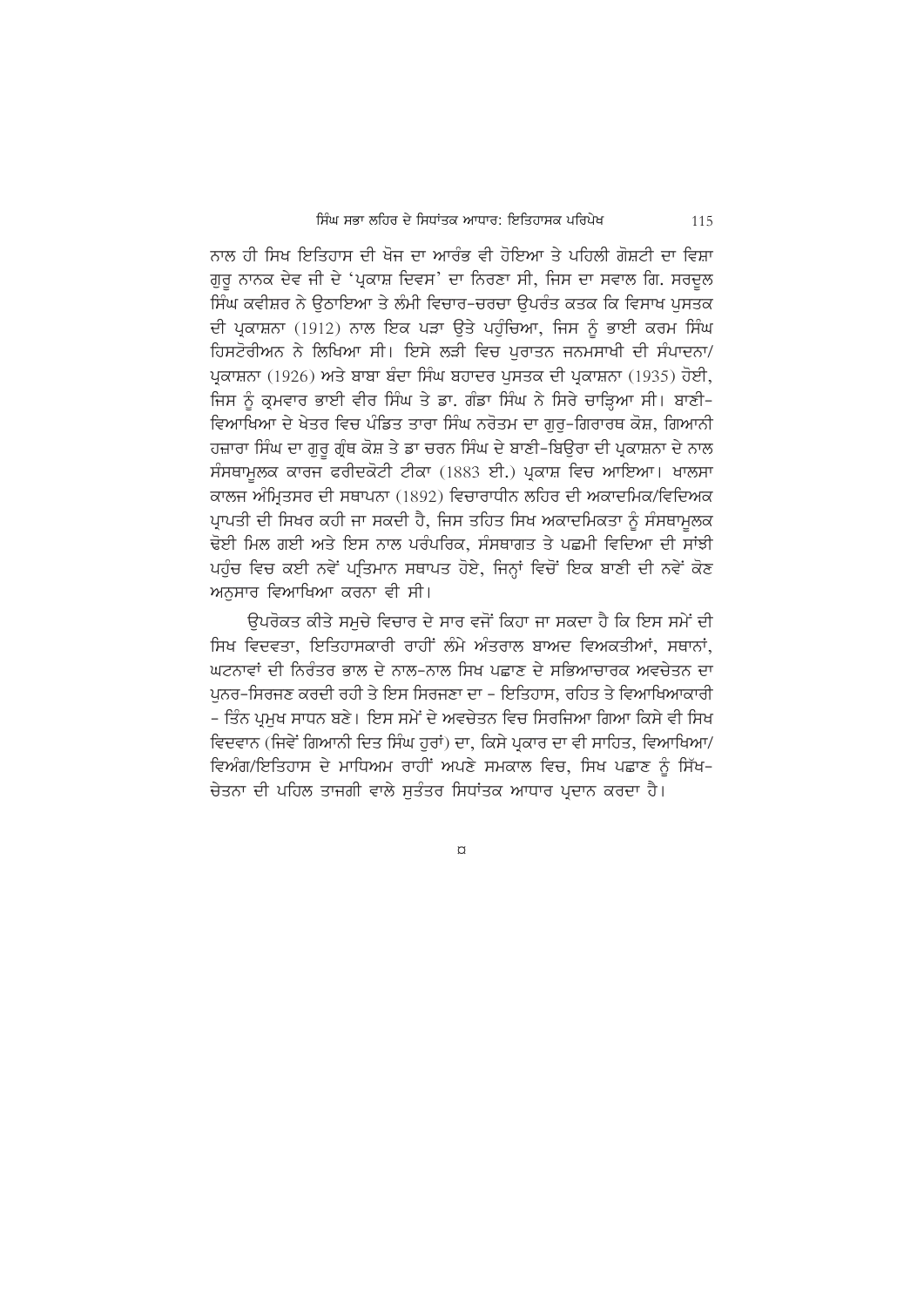ਨਾਲ ਹੀ ਸਿਖ ਇਤਿਹਾਸ ਦੀ ਖੋਜ ਦਾ ਆਰੰਭ ਵੀ ਹੋਇਆ ਤੇ ਪਹਿਲੀ ਗੋਸ਼ਟੀ ਦਾ ਵਿਸ਼ਾ ਗੁਰੂ ਨਾਨਕ ਦੇਵ ਜੀ ਦੇ 'ਪ੍ਰਕਾਸ਼ ਦਿਵਸ' ਦਾ ਨਿਰਣਾ ਸੀ, ਜਿਸ ਦਾ ਸਵਾਲ ਗਿ. ਸਰਦੂਲ ਸਿੰਘ ਕਵੀਸ਼ਰ ਨੇ ਉਠਾਇਆ ਤੇ ਲੰਮੀ ਵਿਚਾਰ-ਚਰਚਾ ਉਪਰੰਤ ਕਤਕ ਕਿ ਵਿਸਾਖ ਪੁਸਤਕ ਦੀ ਪ੍ਰਕਾਸ਼ਨਾ (1912) ਨਾਲ ਇਕ ਪੜਾ ਉਤੇ ਪਹੁੰਚਿਆ, ਜਿਸ ਨੂੰ ਭਾਈ ਕਰਮ ਸਿੰਘ ਹਿਸਟੋਰੀਅਨ ਨੇ ਲਿਖਿਆ ਸੀ। ਇਸੇ ਲੜੀ ਵਿਚ ਪੁਰਾਤਨ ਜਨਮਸਾਖੀ ਦੀ ਸੰਪਾਦਨਾ/ਪ੍ਰਕਾਸ਼ਨਾ (1926) ਅਤੇ ਬਾਬਾ ਬੰਦਾ ਸਿੰਘ ਬਹਾਦਰ ਪੁਸਤਕ ਦੀ ਪ੍ਰਕਾਸ਼ਨਾ (1935) ਹੋਈ, ਜਿਸ ਨੂੰ ਕ੍ਰਮਵਾਰ ਭਾਈ ਵੀਰ ਸਿੰਘ ਤੇ ਡਾ. ਗੰਡਾ ਸਿੰਘ ਨੇ ਸਿਰੇ ਚਾੜ੍ਹਿਆ ਸੀ। ਬਾਣੀ-ਵਿਆਖਿਆ ਦੇ ਖੇਤਰ ਵਿਚ ਪੰਡਿਤ ਤਾਰਾ ਸਿੰਘ ਨਰੋਤਮ ਦਾ ਗੁਰੁ-ਗਿਰਾਰਥ ਕੋਸ਼, ਗਿਆਨੀ ਹਜ਼ਾਰਾ ਸਿੰਘ ਦਾ ਗੁਰੂ ਗ੍ਰੰਥ ਕੋਸ਼ ਤੇ ਡਾ ਚਰਨ ਸਿੰਘ ਦੇ ਬਾਣੀ-ਬਿਉਰਾ ਦੀ ਪ੍ਰਕਾਸ਼ਨਾ ਦੇ ਨਾਲ ਸੰਸਥਾਮੂਲਕ ਕਾਰਜ ਫਰੀਦਕੋਟੀ ਟੀਕਾ (1883 ਈ.) ਪ੍ਰਕਾਸ਼ ਵਿਚ ਆਇਆ। ਖਾਲਸਾ ਕਾਲਜ ਅੰਮ੍ਰਿਤਸਰ ਦੀ ਸਥਾਪਨਾ (1892) ਵਿਚਾਰਾਧੀਨ ਲਹਿਰ ਦੀ ਅਕਾਦਮਿਕ/ਵਿਦਿਅਕ ਪ੍ਰਾਪਤੀ ਦੀ ਸਿਖਰ ਕਹੀ ਜਾ ਸਕਦੀ ਹੈ, ਜਿਸ ਤਹਿਤ ਸਿਖ ਅਕਾਦਮਿਕਤਾ ਨੂੰ ਸੰਸਥਾਮੂਲਕ ਢੋਈ ਮਿਲ ਗਈ ਅਤੇ ਇਸ ਨਾਲ ਪਰੰਪਰਿਕ, ਸੰਸਥਾਗਤ ਤੇ ਪਛਮੀ ਵਿਦਿਆ ਦੀ ਸਾਂਝੀ ਪਹੁੰਚ ਵਿਚ ਕਈ ਨਵੇਂ ਪ੍ਰਤਿਮਾਨ ਸਥਾਪਤ ਹੋਏ, ਜਿਨ੍ਹਾਂ ਵਿਚੋਂ ਇਕ ਬਾਣੀ ਦੀ ਨਵੇਂ ਕੋਣ ਅਨੁਸਾਰ ਵਿਆਖਿਆ ਕਰਨਾ ਵੀ ਸੀ।

ਉਪਰੋਕਤ ਕੀਤੇ ਸਮੁਚੇ ਵਿਚਾਰ ਦੇ ਸਾਰ ਵਜੋਂ ਕਿਹਾ ਜਾ ਸਕਦਾ ਹੈ ਕਿ ਇਸ ਸਮੇਂ ਦੀ ਸਿਖ ਵਿਦਵਤਾ, ਇਤਿਹਾਸਕਾਰੀ ਰਾਹੀਂ ਲੰਮੇ ਅੰਤਰਾਲ ਬਾਅਦ ਵਿਅਕਤੀਆਂ, ਸਥਾਨਾਂ, ਘਟਨਾਵਾਂ ਦੀ ਨਿਰੰਤਰ ਭਾਲ ਦੇ ਨਾਲ-ਨਾਲ ਸਿਖ ਪਛਾਣ ਦੇ ਸਭਿਆਚਾਰਕ ਅਵਚੇਤਨ ਦਾ ਪੁਨਰ-ਸਿਰਜਣ ਕਰਦੀ ਰਹੀ ਤੇ ਇਸ ਸਿਰਜਣਾ ਦਾ - ਇਤਿਹਾਸ, ਰਹਿਤ ਤੇ ਵਿਆਖਿਆਕਾਰੀ - ਤਿੰਨ ਪ੍ਰਮੁਖ ਸਾਧਨ ਬਣੇ। ਇਸ ਸਮੇਂ ਦੇ ਅਵਚੇਤਨ ਵਿਚ ਸਿਰਜਿਆ ਗਿਆ ਕਿਸੇ ਵੀ ਸਿਖ ਵਿਦਵਾਨ (ਜਿਵੇਂ ਗਿਆਨੀ ਦਿਤ ਸਿੰਘ ਹੁਰਾਂ) ਦਾ, ਕਿਸੇ ਪ੍ਰਕਾਰ ਦਾ ਵੀ ਸਾਹਿਤ, ਵਿਆਖਿਆ/ਵਿਅੰਗ/ਇਤਿਹਾਸ ਦੇ ਮਾਧਿਅਮ ਰਾਹੀਂ ਅਪਣੇ ਸਮਕਾਲ ਵਿਚ, ਸਿਖ ਪਛਾਣ ਨੂੰ ਸਿੱਖ-ਚੇਤਨਾ ਦੀ ਪਹਿਲ ਤਾਜਗੀ ਵਾਲੇ ਸੁਤੰਤਰ ਸਿਧਾਂਤਕ ਆਧਾਰ ਪ੍ਰਦਾਨ ਕਰਦਾ ਹੈ।

¤